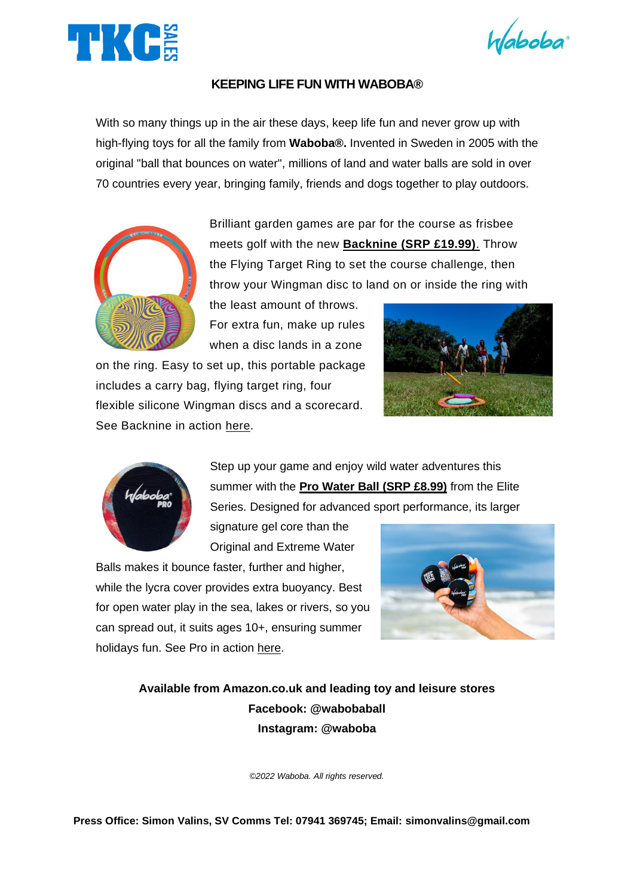# KEEPING LIFE FUN WITH WABOBA®

With so many things up in the air these days, keep life fun and never grow up with high-flying toys for all the family from **Waboba®.** Invented in Sweden in 2005 with the original "ball that bounces on water", millions of land and water balls are sold in over 70 countries every year, bringing family, friends and dogs together to play outdoors.

Brilliant garden games are par for the course as frisbee meets golf with the new **Backnine (SRP £19.99)**. Throw the Flying Target Ring to set the course challenge, then throw your Wingman disc to land on or inside the ring with the least amount of throws. For extra fun, make up rules when a disc lands in a zone on the ring. Easy to set up, this portable package includes a carry bag, flying target ring, four flexible silicone Wingman discs and a scorecard. See Backnine in action here.

Step up your game and enjoy wild water adventures this summer with the **Pro Water Ball (SRP £8.99)** from the Elite Series. Designed for advanced sport performance, its larger signature gel core than the Original and Extreme Water Balls makes it bounce faster, further and higher, while the lycra cover provides extra buoyancy. Best for open water play in the sea, lakes or rivers, so you can spread out, it suits ages 10+, ensuring summer holidays fun. See Pro in action here.

**Available from Amazon.co.uk and leading toy and leisure stores**
**Facebook: @wabobaball**
**Instagram: @waboba**

*©2022 Waboba. All rights reserved.*

**Press Office: Simon Valins, SV Comms Tel: 07941 369745; Email: simonvalins@gmail.com**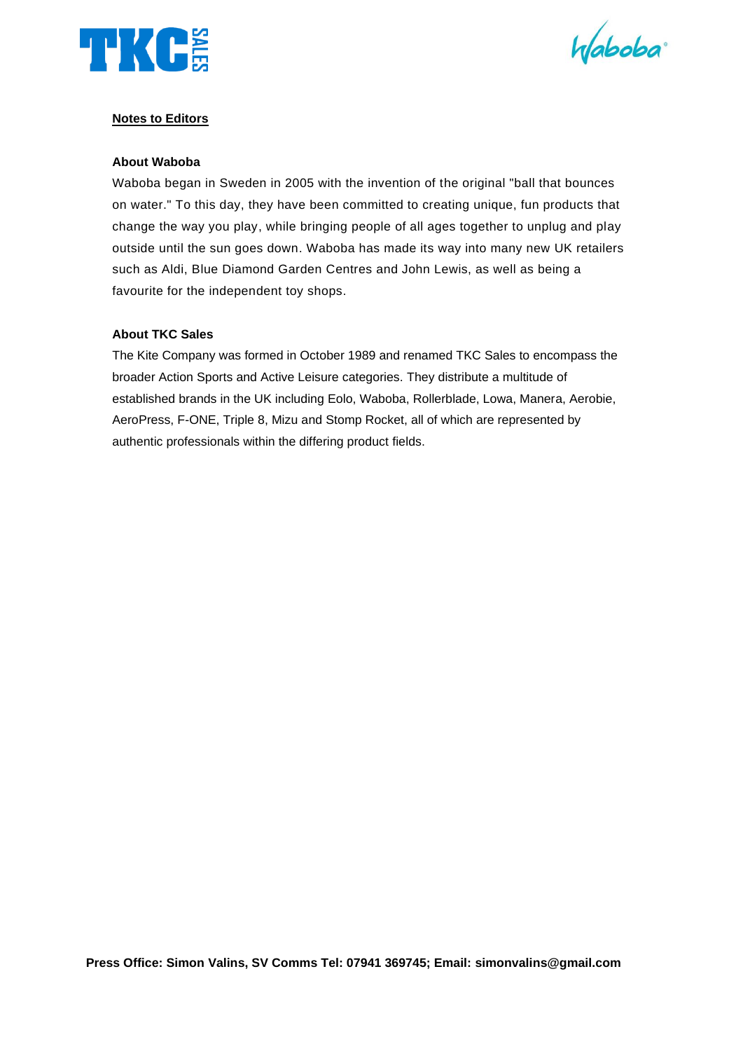## Notes to Editors

### About Waboba

Waboba began in Sweden in 2005 with the invention of the original "ball that bounces on water." To this day, they have been committed to creating unique, fun products that change the way you play, while bringing people of all ages together to unplug and play outside until the sun goes down. Waboba has made its way into many new UK retailers such as Aldi, Blue Diamond Garden Centres and John Lewis, as well as being a favourite for the independent toy shops.

### About TKC Sales

The Kite Company was formed in October 1989 and renamed TKC Sales to encompass the broader Action Sports and Active Leisure categories. They distribute a multitude of established brands in the UK including Eolo, Waboba, Rollerblade, Lowa, Manera, Aerobie, AeroPress, F-ONE, Triple 8, Mizu and Stomp Rocket, all of which are represented by authentic professionals within the differing product fields.

**Press Office: Simon Valins, SV Comms Tel: 07941 369745; Email: simonvalins@gmail.com**